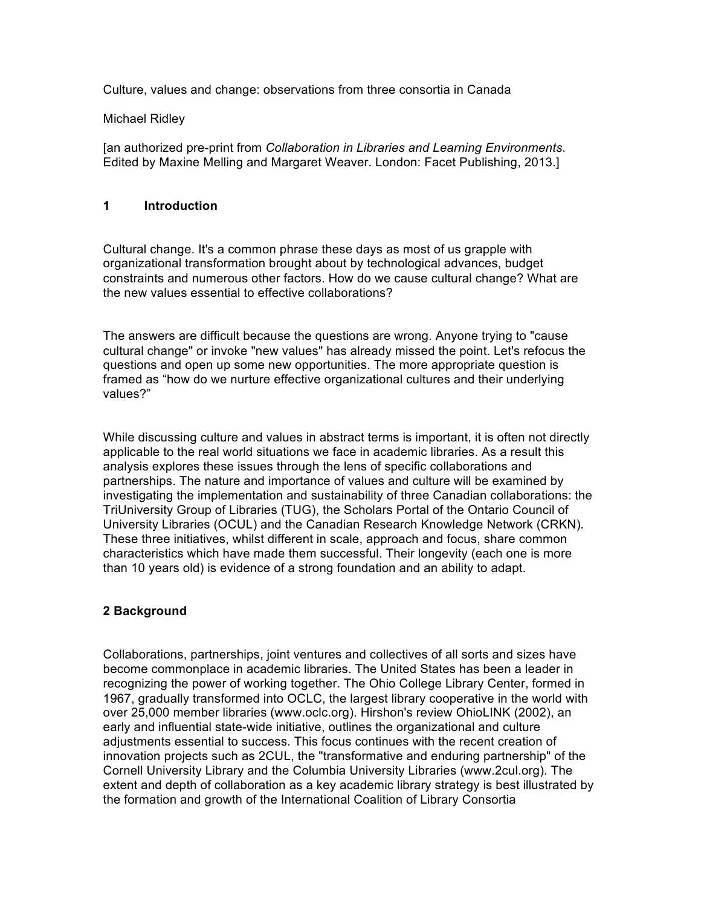Culture, values and change: observations from three consortia in Canada

Michael Ridley

[an authorized pre-print from *Collaboration in Libraries and Learning Environments*. Edited by Maxine Melling and Margaret Weaver. London: Facet Publishing, 2013.]

## 1 Introduction

Cultural change. It's a common phrase these days as most of us grapple with organizational transformation brought about by technological advances, budget constraints and numerous other factors. How do we cause cultural change? What are the new values essential to effective collaborations?

The answers are difficult because the questions are wrong. Anyone trying to "cause cultural change" or invoke "new values" has already missed the point. Let's refocus the questions and open up some new opportunities. The more appropriate question is framed as "how do we nurture effective organizational cultures and their underlying values?"

While discussing culture and values in abstract terms is important, it is often not directly applicable to the real world situations we face in academic libraries. As a result this analysis explores these issues through the lens of specific collaborations and partnerships. The nature and importance of values and culture will be examined by investigating the implementation and sustainability of three Canadian collaborations: the TriUniversity Group of Libraries (TUG), the Scholars Portal of the Ontario Council of University Libraries (OCUL) and the Canadian Research Knowledge Network (CRKN). These three initiatives, whilst different in scale, approach and focus, share common characteristics which have made them successful. Their longevity (each one is more than 10 years old) is evidence of a strong foundation and an ability to adapt.

## 2 Background

Collaborations, partnerships, joint ventures and collectives of all sorts and sizes have become commonplace in academic libraries. The United States has been a leader in recognizing the power of working together. The Ohio College Library Center, formed in 1967, gradually transformed into OCLC, the largest library cooperative in the world with over 25,000 member libraries (www.oclc.org). Hirshon's review OhioLINK (2002), an early and influential state-wide initiative, outlines the organizational and culture adjustments essential to success. This focus continues with the recent creation of innovation projects such as 2CUL, the "transformative and enduring partnership" of the Cornell University Library and the Columbia University Libraries (www.2cul.org). The extent and depth of collaboration as a key academic library strategy is best illustrated by the formation and growth of the International Coalition of Library Consortia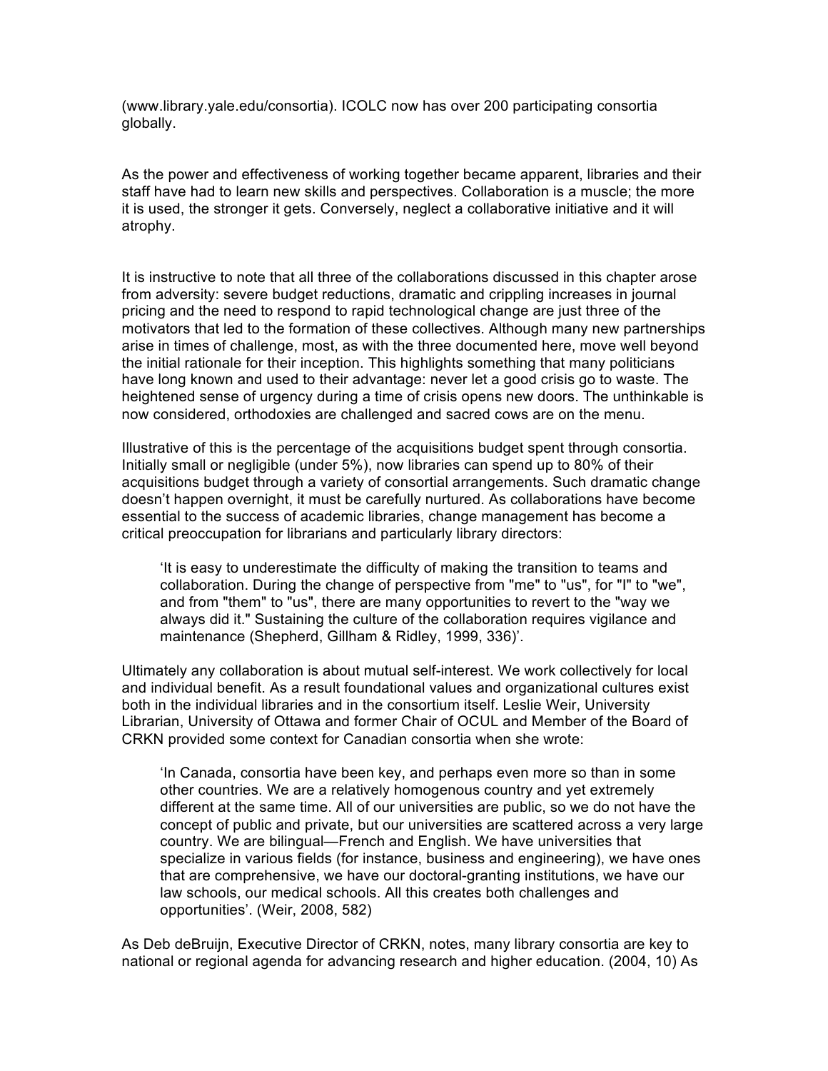(www.library.yale.edu/consortia). ICOLC now has over 200 participating consortia globally.

As the power and effectiveness of working together became apparent, libraries and their staff have had to learn new skills and perspectives. Collaboration is a muscle; the more it is used, the stronger it gets. Conversely, neglect a collaborative initiative and it will atrophy.

It is instructive to note that all three of the collaborations discussed in this chapter arose from adversity: severe budget reductions, dramatic and crippling increases in journal pricing and the need to respond to rapid technological change are just three of the motivators that led to the formation of these collectives. Although many new partnerships arise in times of challenge, most, as with the three documented here, move well beyond the initial rationale for their inception. This highlights something that many politicians have long known and used to their advantage: never let a good crisis go to waste. The heightened sense of urgency during a time of crisis opens new doors. The unthinkable is now considered, orthodoxies are challenged and sacred cows are on the menu.

Illustrative of this is the percentage of the acquisitions budget spent through consortia. Initially small or negligible (under 5%), now libraries can spend up to 80% of their acquisitions budget through a variety of consortial arrangements. Such dramatic change doesn't happen overnight, it must be carefully nurtured. As collaborations have become essential to the success of academic libraries, change management has become a critical preoccupation for librarians and particularly library directors:

> 'It is easy to underestimate the difficulty of making the transition to teams and collaboration. During the change of perspective from "me" to "us", for "I" to "we", and from "them" to "us", there are many opportunities to revert to the "way we always did it." Sustaining the culture of the collaboration requires vigilance and maintenance (Shepherd, Gillham & Ridley, 1999, 336)'.

Ultimately any collaboration is about mutual self-interest. We work collectively for local and individual benefit. As a result foundational values and organizational cultures exist both in the individual libraries and in the consortium itself. Leslie Weir, University Librarian, University of Ottawa and former Chair of OCUL and Member of the Board of CRKN provided some context for Canadian consortia when she wrote:

> 'In Canada, consortia have been key, and perhaps even more so than in some other countries. We are a relatively homogenous country and yet extremely different at the same time. All of our universities are public, so we do not have the concept of public and private, but our universities are scattered across a very large country. We are bilingual—French and English. We have universities that specialize in various fields (for instance, business and engineering), we have ones that are comprehensive, we have our doctoral-granting institutions, we have our law schools, our medical schools. All this creates both challenges and opportunities'. (Weir, 2008, 582)

As Deb deBruijn, Executive Director of CRKN, notes, many library consortia are key to national or regional agenda for advancing research and higher education. (2004, 10) As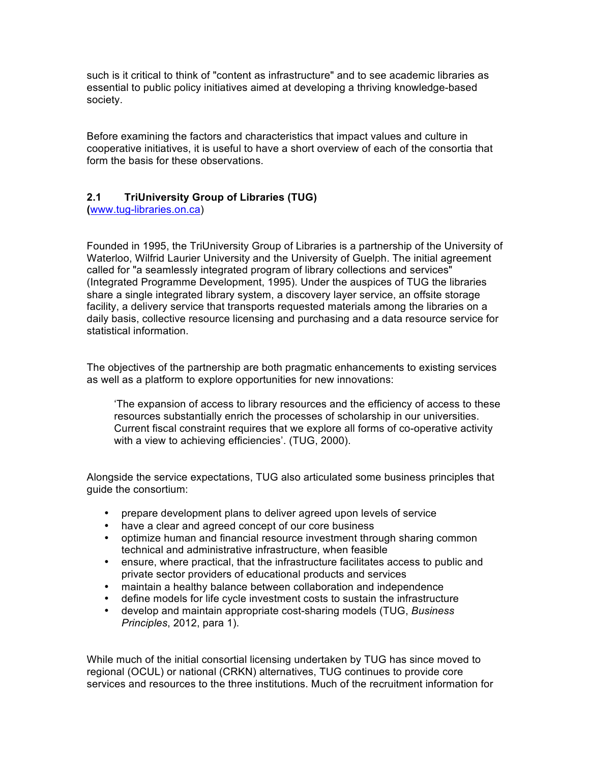such is it critical to think of "content as infrastructure" and to see academic libraries as essential to public policy initiatives aimed at developing a thriving knowledge-based society.

Before examining the factors and characteristics that impact values and culture in cooperative initiatives, it is useful to have a short overview of each of the consortia that form the basis for these observations.

### 2.1 TriUniversity Group of Libraries (TUG)

(www.tug-libraries.on.ca)

Founded in 1995, the TriUniversity Group of Libraries is a partnership of the University of Waterloo, Wilfrid Laurier University and the University of Guelph. The initial agreement called for "a seamlessly integrated program of library collections and services" (Integrated Programme Development, 1995). Under the auspices of TUG the libraries share a single integrated library system, a discovery layer service, an offsite storage facility, a delivery service that transports requested materials among the libraries on a daily basis, collective resource licensing and purchasing and a data resource service for statistical information.

The objectives of the partnership are both pragmatic enhancements to existing services as well as a platform to explore opportunities for new innovations:

> 'The expansion of access to library resources and the efficiency of access to these resources substantially enrich the processes of scholarship in our universities. Current fiscal constraint requires that we explore all forms of co-operative activity with a view to achieving efficiencies'. (TUG, 2000).

Alongside the service expectations, TUG also articulated some business principles that guide the consortium:

- prepare development plans to deliver agreed upon levels of service
- have a clear and agreed concept of our core business
- optimize human and financial resource investment through sharing common technical and administrative infrastructure, when feasible
- ensure, where practical, that the infrastructure facilitates access to public and private sector providers of educational products and services
- maintain a healthy balance between collaboration and independence
- define models for life cycle investment costs to sustain the infrastructure
- develop and maintain appropriate cost-sharing models (TUG, *Business Principles*, 2012, para 1).

While much of the initial consortial licensing undertaken by TUG has since moved to regional (OCUL) or national (CRKN) alternatives, TUG continues to provide core services and resources to the three institutions. Much of the recruitment information for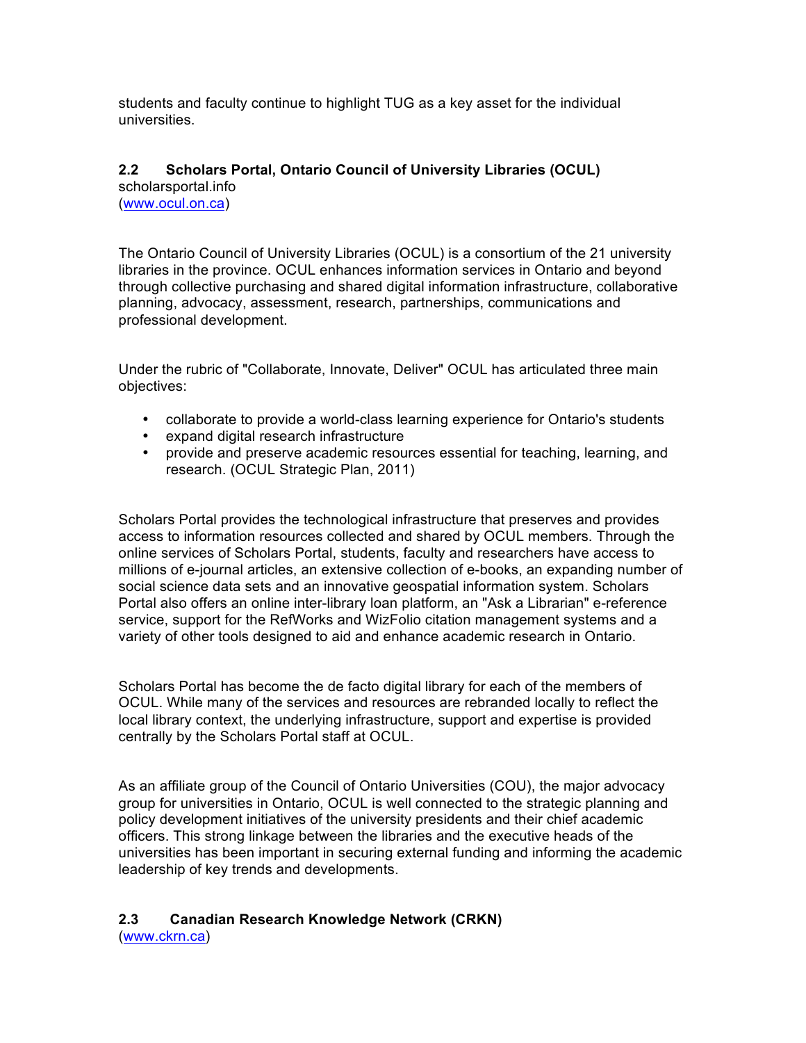students and faculty continue to highlight TUG as a key asset for the individual universities.

### 2.2 Scholars Portal, Ontario Council of University Libraries (OCUL)

scholarsportal.info
([www.ocul.on.ca](http://www.ocul.on.ca))

The Ontario Council of University Libraries (OCUL) is a consortium of the 21 university libraries in the province. OCUL enhances information services in Ontario and beyond through collective purchasing and shared digital information infrastructure, collaborative planning, advocacy, assessment, research, partnerships, communications and professional development.

Under the rubric of "Collaborate, Innovate, Deliver" OCUL has articulated three main objectives:

- collaborate to provide a world-class learning experience for Ontario's students
- expand digital research infrastructure
- provide and preserve academic resources essential for teaching, learning, and research. (OCUL Strategic Plan, 2011)

Scholars Portal provides the technological infrastructure that preserves and provides access to information resources collected and shared by OCUL members. Through the online services of Scholars Portal, students, faculty and researchers have access to millions of e-journal articles, an extensive collection of e-books, an expanding number of social science data sets and an innovative geospatial information system. Scholars Portal also offers an online inter-library loan platform, an "Ask a Librarian" e-reference service, support for the RefWorks and WizFolio citation management systems and a variety of other tools designed to aid and enhance academic research in Ontario.

Scholars Portal has become the de facto digital library for each of the members of OCUL. While many of the services and resources are rebranded locally to reflect the local library context, the underlying infrastructure, support and expertise is provided centrally by the Scholars Portal staff at OCUL.

As an affiliate group of the Council of Ontario Universities (COU), the major advocacy group for universities in Ontario, OCUL is well connected to the strategic planning and policy development initiatives of the university presidents and their chief academic officers. This strong linkage between the libraries and the executive heads of the universities has been important in securing external funding and informing the academic leadership of key trends and developments.

### 2.3 Canadian Research Knowledge Network (CRKN)

([www.ckrn.ca](http://www.ckrn.ca))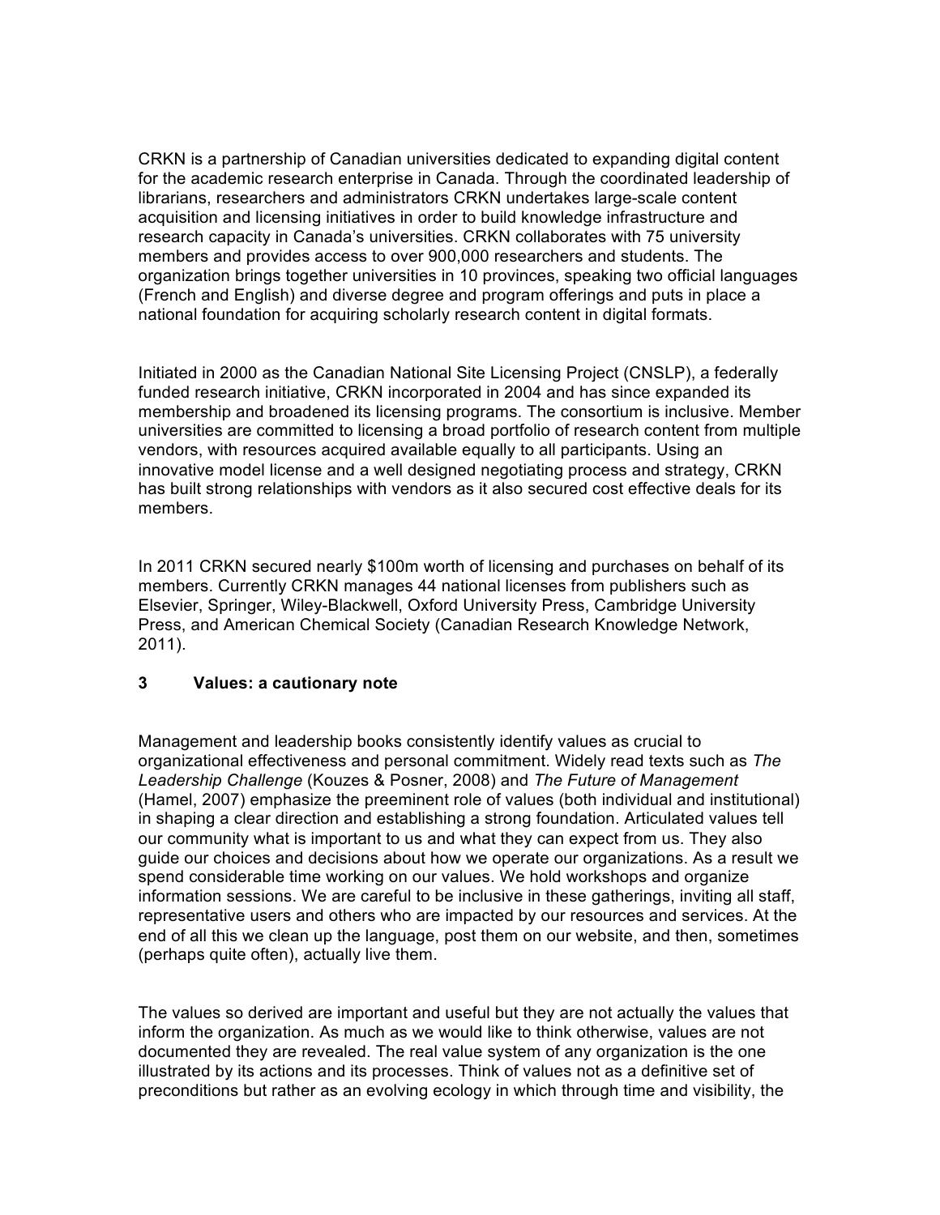CRKN is a partnership of Canadian universities dedicated to expanding digital content for the academic research enterprise in Canada. Through the coordinated leadership of librarians, researchers and administrators CRKN undertakes large-scale content acquisition and licensing initiatives in order to build knowledge infrastructure and research capacity in Canada's universities. CRKN collaborates with 75 university members and provides access to over 900,000 researchers and students. The organization brings together universities in 10 provinces, speaking two official languages (French and English) and diverse degree and program offerings and puts in place a national foundation for acquiring scholarly research content in digital formats.

Initiated in 2000 as the Canadian National Site Licensing Project (CNSLP), a federally funded research initiative, CRKN incorporated in 2004 and has since expanded its membership and broadened its licensing programs. The consortium is inclusive. Member universities are committed to licensing a broad portfolio of research content from multiple vendors, with resources acquired available equally to all participants. Using an innovative model license and a well designed negotiating process and strategy, CRKN has built strong relationships with vendors as it also secured cost effective deals for its members.

In 2011 CRKN secured nearly $100m worth of licensing and purchases on behalf of its members. Currently CRKN manages 44 national licenses from publishers such as Elsevier, Springer, Wiley-Blackwell, Oxford University Press, Cambridge University Press, and American Chemical Society (Canadian Research Knowledge Network, 2011).

## 3 Values: a cautionary note

Management and leadership books consistently identify values as crucial to organizational effectiveness and personal commitment. Widely read texts such as *The Leadership Challenge* (Kouzes & Posner, 2008) and *The Future of Management* (Hamel, 2007) emphasize the preeminent role of values (both individual and institutional) in shaping a clear direction and establishing a strong foundation. Articulated values tell our community what is important to us and what they can expect from us. They also guide our choices and decisions about how we operate our organizations. As a result we spend considerable time working on our values. We hold workshops and organize information sessions. We are careful to be inclusive in these gatherings, inviting all staff, representative users and others who are impacted by our resources and services. At the end of all this we clean up the language, post them on our website, and then, sometimes (perhaps quite often), actually live them.

The values so derived are important and useful but they are not actually the values that inform the organization. As much as we would like to think otherwise, values are not documented they are revealed. The real value system of any organization is the one illustrated by its actions and its processes. Think of values not as a definitive set of preconditions but rather as an evolving ecology in which through time and visibility, the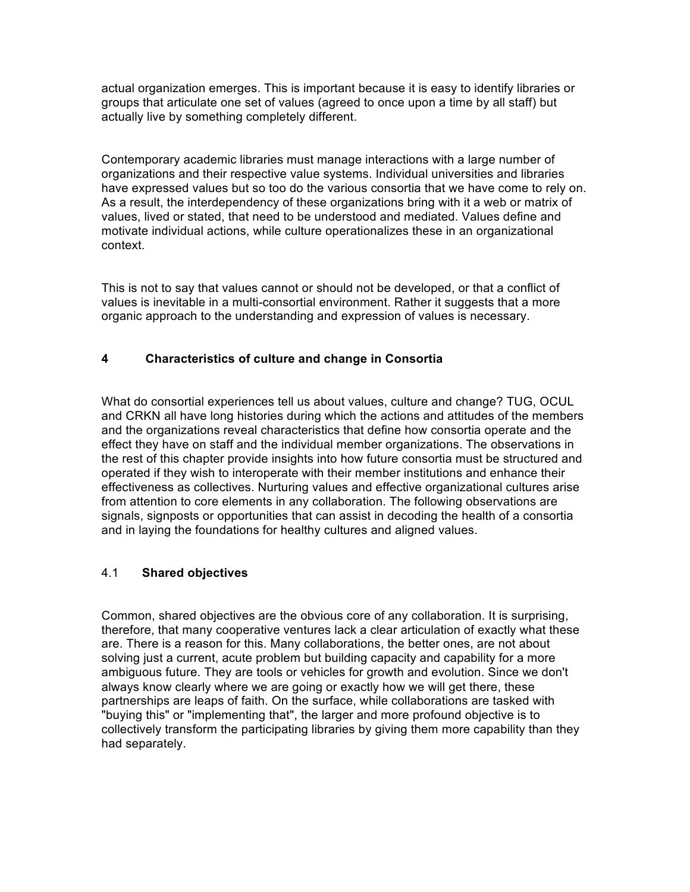actual organization emerges. This is important because it is easy to identify libraries or groups that articulate one set of values (agreed to once upon a time by all staff) but actually live by something completely different.

Contemporary academic libraries must manage interactions with a large number of organizations and their respective value systems. Individual universities and libraries have expressed values but so too do the various consortia that we have come to rely on. As a result, the interdependency of these organizations bring with it a web or matrix of values, lived or stated, that need to be understood and mediated. Values define and motivate individual actions, while culture operationalizes these in an organizational context.

This is not to say that values cannot or should not be developed, or that a conflict of values is inevitable in a multi-consortial environment. Rather it suggests that a more organic approach to the understanding and expression of values is necessary.

## 4 Characteristics of culture and change in Consortia

What do consortial experiences tell us about values, culture and change? TUG, OCUL and CRKN all have long histories during which the actions and attitudes of the members and the organizations reveal characteristics that define how consortia operate and the effect they have on staff and the individual member organizations. The observations in the rest of this chapter provide insights into how future consortia must be structured and operated if they wish to interoperate with their member institutions and enhance their effectiveness as collectives. Nurturing values and effective organizational cultures arise from attention to core elements in any collaboration. The following observations are signals, signposts or opportunities that can assist in decoding the health of a consortia and in laying the foundations for healthy cultures and aligned values.

### 4.1 Shared objectives

Common, shared objectives are the obvious core of any collaboration. It is surprising, therefore, that many cooperative ventures lack a clear articulation of exactly what these are. There is a reason for this. Many collaborations, the better ones, are not about solving just a current, acute problem but building capacity and capability for a more ambiguous future. They are tools or vehicles for growth and evolution. Since we don't always know clearly where we are going or exactly how we will get there, these partnerships are leaps of faith. On the surface, while collaborations are tasked with "buying this" or "implementing that", the larger and more profound objective is to collectively transform the participating libraries by giving them more capability than they had separately.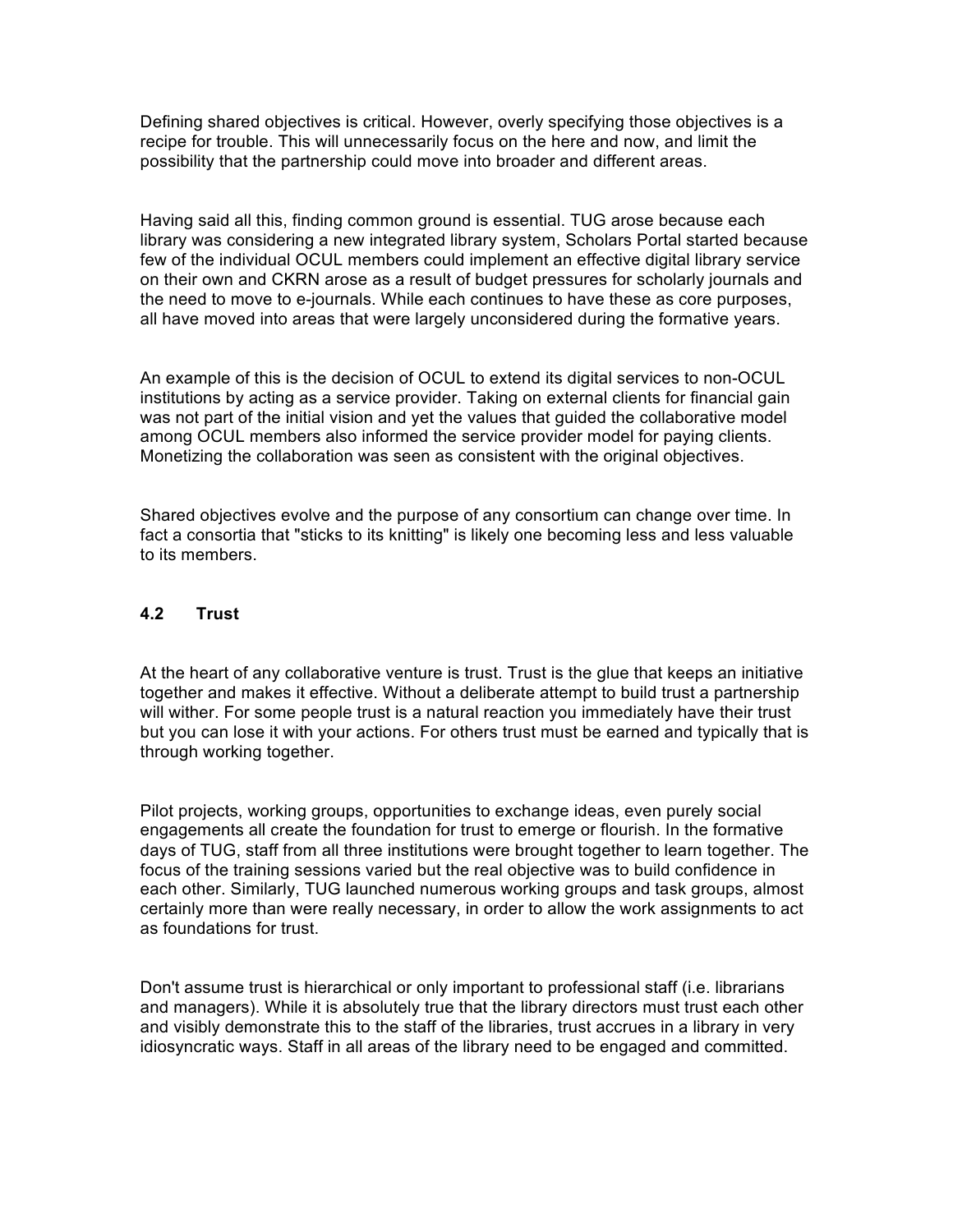Defining shared objectives is critical. However, overly specifying those objectives is a recipe for trouble. This will unnecessarily focus on the here and now, and limit the possibility that the partnership could move into broader and different areas.

Having said all this, finding common ground is essential. TUG arose because each library was considering a new integrated library system, Scholars Portal started because few of the individual OCUL members could implement an effective digital library service on their own and CKRN arose as a result of budget pressures for scholarly journals and the need to move to e-journals. While each continues to have these as core purposes, all have moved into areas that were largely unconsidered during the formative years.

An example of this is the decision of OCUL to extend its digital services to non-OCUL institutions by acting as a service provider. Taking on external clients for financial gain was not part of the initial vision and yet the values that guided the collaborative model among OCUL members also informed the service provider model for paying clients. Monetizing the collaboration was seen as consistent with the original objectives.

Shared objectives evolve and the purpose of any consortium can change over time. In fact a consortia that "sticks to its knitting" is likely one becoming less and less valuable to its members.

### 4.2 Trust

At the heart of any collaborative venture is trust. Trust is the glue that keeps an initiative together and makes it effective. Without a deliberate attempt to build trust a partnership will wither. For some people trust is a natural reaction you immediately have their trust but you can lose it with your actions. For others trust must be earned and typically that is through working together.

Pilot projects, working groups, opportunities to exchange ideas, even purely social engagements all create the foundation for trust to emerge or flourish. In the formative days of TUG, staff from all three institutions were brought together to learn together. The focus of the training sessions varied but the real objective was to build confidence in each other. Similarly, TUG launched numerous working groups and task groups, almost certainly more than were really necessary, in order to allow the work assignments to act as foundations for trust.

Don't assume trust is hierarchical or only important to professional staff (i.e. librarians and managers). While it is absolutely true that the library directors must trust each other and visibly demonstrate this to the staff of the libraries, trust accrues in a library in very idiosyncratic ways. Staff in all areas of the library need to be engaged and committed.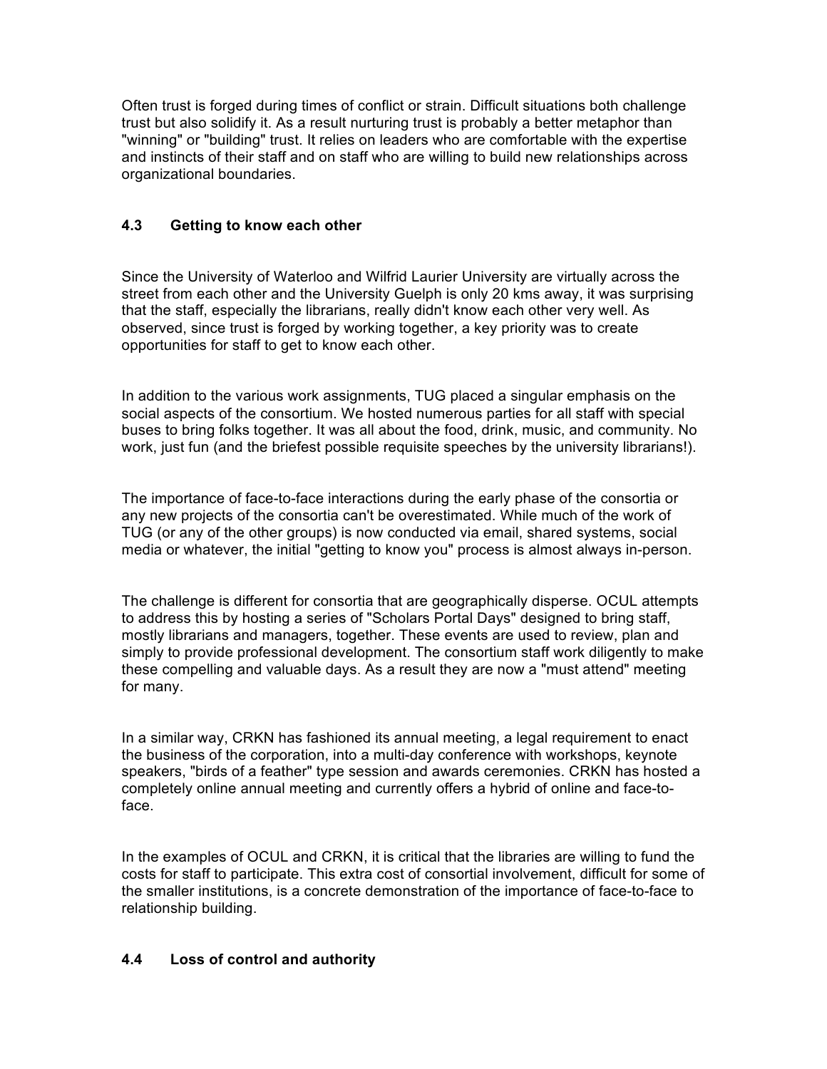Often trust is forged during times of conflict or strain. Difficult situations both challenge trust but also solidify it. As a result nurturing trust is probably a better metaphor than "winning" or "building" trust. It relies on leaders who are comfortable with the expertise and instincts of their staff and on staff who are willing to build new relationships across organizational boundaries.

### 4.3 Getting to know each other

Since the University of Waterloo and Wilfrid Laurier University are virtually across the street from each other and the University Guelph is only 20 kms away, it was surprising that the staff, especially the librarians, really didn't know each other very well. As observed, since trust is forged by working together, a key priority was to create opportunities for staff to get to know each other.

In addition to the various work assignments, TUG placed a singular emphasis on the social aspects of the consortium. We hosted numerous parties for all staff with special buses to bring folks together. It was all about the food, drink, music, and community. No work, just fun (and the briefest possible requisite speeches by the university librarians!).

The importance of face-to-face interactions during the early phase of the consortia or any new projects of the consortia can't be overestimated. While much of the work of TUG (or any of the other groups) is now conducted via email, shared systems, social media or whatever, the initial "getting to know you" process is almost always in-person.

The challenge is different for consortia that are geographically disperse. OCUL attempts to address this by hosting a series of "Scholars Portal Days" designed to bring staff, mostly librarians and managers, together. These events are used to review, plan and simply to provide professional development. The consortium staff work diligently to make these compelling and valuable days. As a result they are now a "must attend" meeting for many.

In a similar way, CRKN has fashioned its annual meeting, a legal requirement to enact the business of the corporation, into a multi-day conference with workshops, keynote speakers, "birds of a feather" type session and awards ceremonies. CRKN has hosted a completely online annual meeting and currently offers a hybrid of online and face-to-face.

In the examples of OCUL and CRKN, it is critical that the libraries are willing to fund the costs for staff to participate. This extra cost of consortial involvement, difficult for some of the smaller institutions, is a concrete demonstration of the importance of face-to-face to relationship building.

### 4.4 Loss of control and authority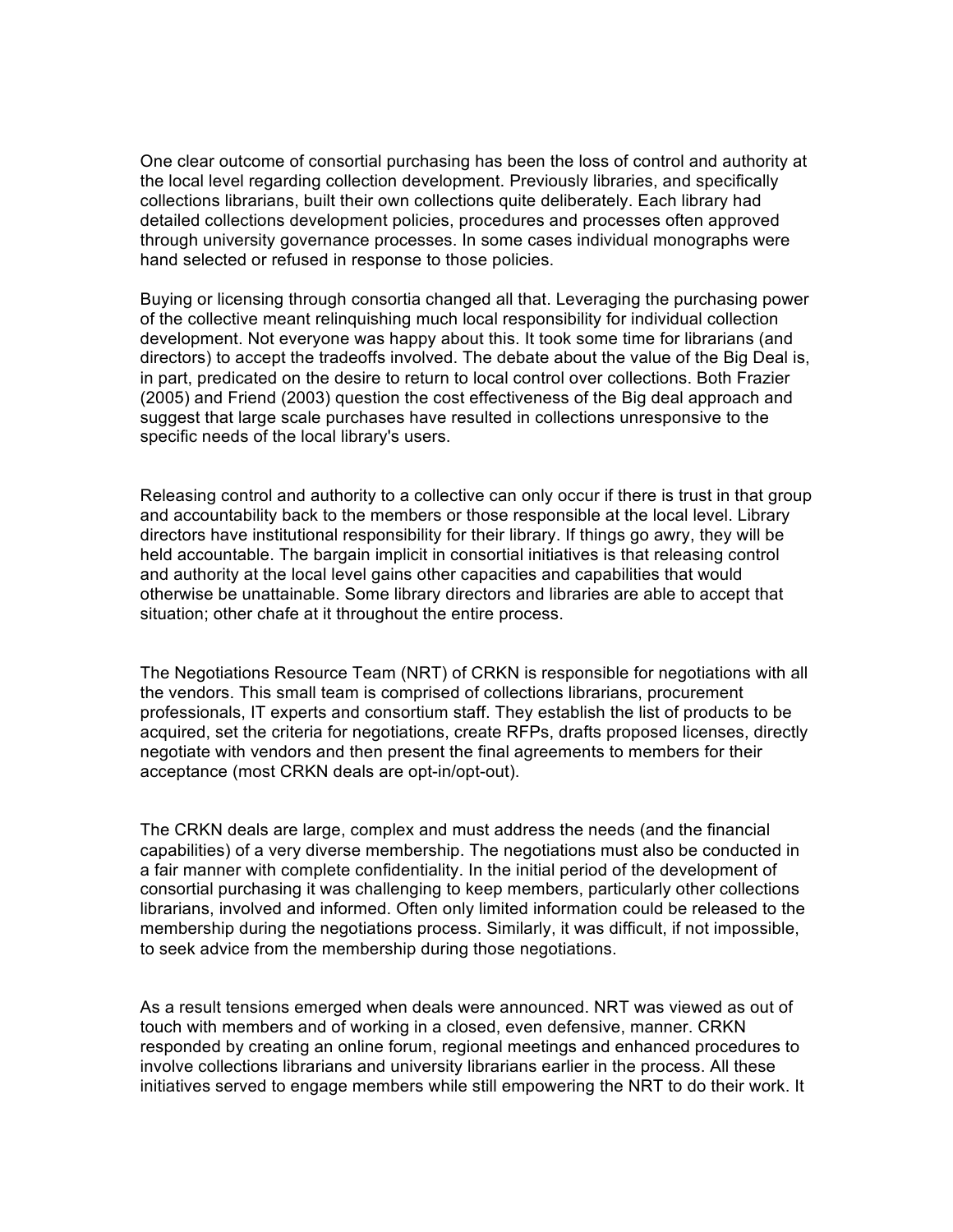One clear outcome of consortial purchasing has been the loss of control and authority at the local level regarding collection development. Previously libraries, and specifically collections librarians, built their own collections quite deliberately. Each library had detailed collections development policies, procedures and processes often approved through university governance processes. In some cases individual monographs were hand selected or refused in response to those policies.

Buying or licensing through consortia changed all that. Leveraging the purchasing power of the collective meant relinquishing much local responsibility for individual collection development. Not everyone was happy about this. It took some time for librarians (and directors) to accept the tradeoffs involved. The debate about the value of the Big Deal is, in part, predicated on the desire to return to local control over collections. Both Frazier (2005) and Friend (2003) question the cost effectiveness of the Big deal approach and suggest that large scale purchases have resulted in collections unresponsive to the specific needs of the local library's users.

Releasing control and authority to a collective can only occur if there is trust in that group and accountability back to the members or those responsible at the local level. Library directors have institutional responsibility for their library. If things go awry, they will be held accountable. The bargain implicit in consortial initiatives is that releasing control and authority at the local level gains other capacities and capabilities that would otherwise be unattainable. Some library directors and libraries are able to accept that situation; other chafe at it throughout the entire process.

The Negotiations Resource Team (NRT) of CRKN is responsible for negotiations with all the vendors. This small team is comprised of collections librarians, procurement professionals, IT experts and consortium staff. They establish the list of products to be acquired, set the criteria for negotiations, create RFPs, drafts proposed licenses, directly negotiate with vendors and then present the final agreements to members for their acceptance (most CRKN deals are opt-in/opt-out).

The CRKN deals are large, complex and must address the needs (and the financial capabilities) of a very diverse membership. The negotiations must also be conducted in a fair manner with complete confidentiality. In the initial period of the development of consortial purchasing it was challenging to keep members, particularly other collections librarians, involved and informed. Often only limited information could be released to the membership during the negotiations process. Similarly, it was difficult, if not impossible, to seek advice from the membership during those negotiations.

As a result tensions emerged when deals were announced. NRT was viewed as out of touch with members and of working in a closed, even defensive, manner. CRKN responded by creating an online forum, regional meetings and enhanced procedures to involve collections librarians and university librarians earlier in the process. All these initiatives served to engage members while still empowering the NRT to do their work. It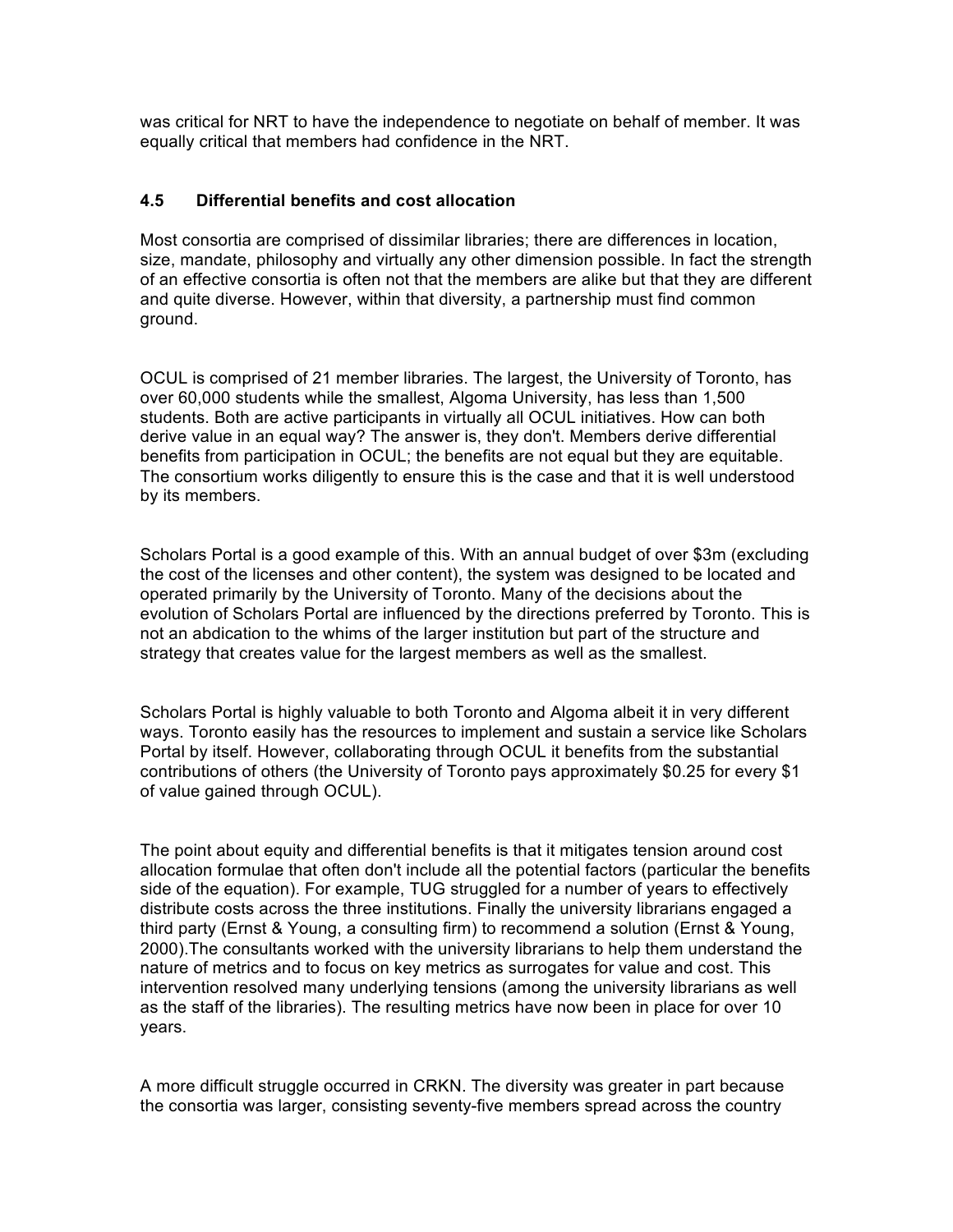was critical for NRT to have the independence to negotiate on behalf of member. It was equally critical that members had confidence in the NRT.

### 4.5 Differential benefits and cost allocation

Most consortia are comprised of dissimilar libraries; there are differences in location, size, mandate, philosophy and virtually any other dimension possible. In fact the strength of an effective consortia is often not that the members are alike but that they are different and quite diverse. However, within that diversity, a partnership must find common ground.

OCUL is comprised of 21 member libraries. The largest, the University of Toronto, has over 60,000 students while the smallest, Algoma University, has less than 1,500 students. Both are active participants in virtually all OCUL initiatives. How can both derive value in an equal way? The answer is, they don't. Members derive differential benefits from participation in OCUL; the benefits are not equal but they are equitable. The consortium works diligently to ensure this is the case and that it is well understood by its members.

Scholars Portal is a good example of this. With an annual budget of over $3m (excluding the cost of the licenses and other content), the system was designed to be located and operated primarily by the University of Toronto. Many of the decisions about the evolution of Scholars Portal are influenced by the directions preferred by Toronto. This is not an abdication to the whims of the larger institution but part of the structure and strategy that creates value for the largest members as well as the smallest.

Scholars Portal is highly valuable to both Toronto and Algoma albeit it in very different ways. Toronto easily has the resources to implement and sustain a service like Scholars Portal by itself. However, collaborating through OCUL it benefits from the substantial contributions of others (the University of Toronto pays approximately $0.25 for every $1 of value gained through OCUL).

The point about equity and differential benefits is that it mitigates tension around cost allocation formulae that often don't include all the potential factors (particular the benefits side of the equation). For example, TUG struggled for a number of years to effectively distribute costs across the three institutions. Finally the university librarians engaged a third party (Ernst & Young, a consulting firm) to recommend a solution (Ernst & Young, 2000).The consultants worked with the university librarians to help them understand the nature of metrics and to focus on key metrics as surrogates for value and cost. This intervention resolved many underlying tensions (among the university librarians as well as the staff of the libraries). The resulting metrics have now been in place for over 10 years.

A more difficult struggle occurred in CRKN. The diversity was greater in part because the consortia was larger, consisting seventy-five members spread across the country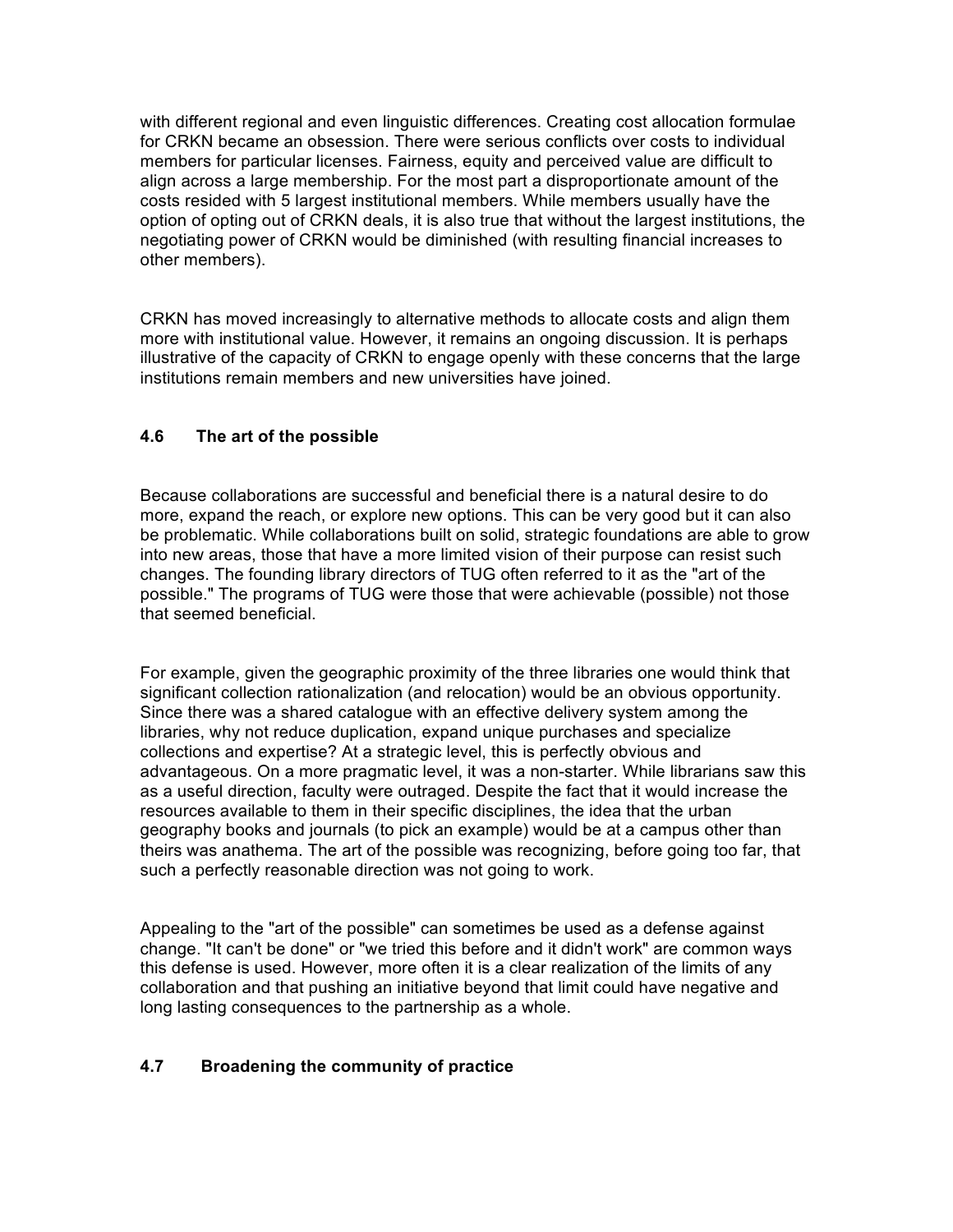with different regional and even linguistic differences. Creating cost allocation formulae for CRKN became an obsession. There were serious conflicts over costs to individual members for particular licenses. Fairness, equity and perceived value are difficult to align across a large membership. For the most part a disproportionate amount of the costs resided with 5 largest institutional members. While members usually have the option of opting out of CRKN deals, it is also true that without the largest institutions, the negotiating power of CRKN would be diminished (with resulting financial increases to other members).

CRKN has moved increasingly to alternative methods to allocate costs and align them more with institutional value. However, it remains an ongoing discussion. It is perhaps illustrative of the capacity of CRKN to engage openly with these concerns that the large institutions remain members and new universities have joined.

### 4.6 The art of the possible

Because collaborations are successful and beneficial there is a natural desire to do more, expand the reach, or explore new options. This can be very good but it can also be problematic. While collaborations built on solid, strategic foundations are able to grow into new areas, those that have a more limited vision of their purpose can resist such changes. The founding library directors of TUG often referred to it as the "art of the possible." The programs of TUG were those that were achievable (possible) not those that seemed beneficial.

For example, given the geographic proximity of the three libraries one would think that significant collection rationalization (and relocation) would be an obvious opportunity. Since there was a shared catalogue with an effective delivery system among the libraries, why not reduce duplication, expand unique purchases and specialize collections and expertise? At a strategic level, this is perfectly obvious and advantageous. On a more pragmatic level, it was a non-starter. While librarians saw this as a useful direction, faculty were outraged. Despite the fact that it would increase the resources available to them in their specific disciplines, the idea that the urban geography books and journals (to pick an example) would be at a campus other than theirs was anathema. The art of the possible was recognizing, before going too far, that such a perfectly reasonable direction was not going to work.

Appealing to the "art of the possible" can sometimes be used as a defense against change. "It can't be done" or "we tried this before and it didn't work" are common ways this defense is used. However, more often it is a clear realization of the limits of any collaboration and that pushing an initiative beyond that limit could have negative and long lasting consequences to the partnership as a whole.

### 4.7 Broadening the community of practice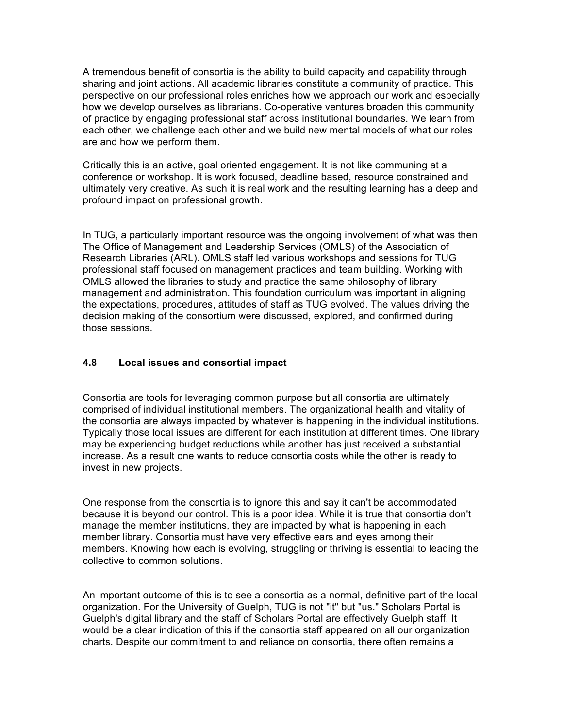A tremendous benefit of consortia is the ability to build capacity and capability through sharing and joint actions. All academic libraries constitute a community of practice. This perspective on our professional roles enriches how we approach our work and especially how we develop ourselves as librarians. Co-operative ventures broaden this community of practice by engaging professional staff across institutional boundaries. We learn from each other, we challenge each other and we build new mental models of what our roles are and how we perform them.

Critically this is an active, goal oriented engagement. It is not like communing at a conference or workshop. It is work focused, deadline based, resource constrained and ultimately very creative. As such it is real work and the resulting learning has a deep and profound impact on professional growth.

In TUG, a particularly important resource was the ongoing involvement of what was then The Office of Management and Leadership Services (OMLS) of the Association of Research Libraries (ARL). OMLS staff led various workshops and sessions for TUG professional staff focused on management practices and team building. Working with OMLS allowed the libraries to study and practice the same philosophy of library management and administration. This foundation curriculum was important in aligning the expectations, procedures, attitudes of staff as TUG evolved. The values driving the decision making of the consortium were discussed, explored, and confirmed during those sessions.

### 4.8 Local issues and consortial impact

Consortia are tools for leveraging common purpose but all consortia are ultimately comprised of individual institutional members. The organizational health and vitality of the consortia are always impacted by whatever is happening in the individual institutions. Typically those local issues are different for each institution at different times. One library may be experiencing budget reductions while another has just received a substantial increase. As a result one wants to reduce consortia costs while the other is ready to invest in new projects.

One response from the consortia is to ignore this and say it can't be accommodated because it is beyond our control. This is a poor idea. While it is true that consortia don't manage the member institutions, they are impacted by what is happening in each member library. Consortia must have very effective ears and eyes among their members. Knowing how each is evolving, struggling or thriving is essential to leading the collective to common solutions.

An important outcome of this is to see a consortia as a normal, definitive part of the local organization. For the University of Guelph, TUG is not "it" but "us." Scholars Portal is Guelph's digital library and the staff of Scholars Portal are effectively Guelph staff. It would be a clear indication of this if the consortia staff appeared on all our organization charts. Despite our commitment to and reliance on consortia, there often remains a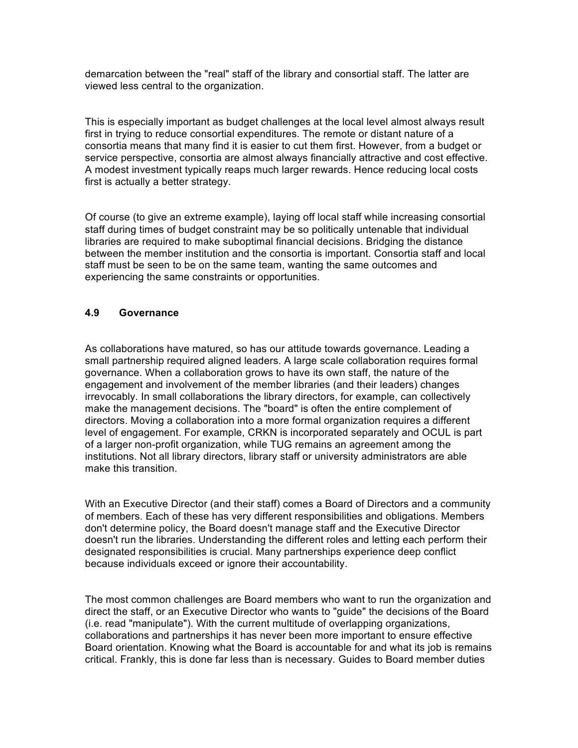demarcation between the "real" staff of the library and consortial staff. The latter are viewed less central to the organization.

This is especially important as budget challenges at the local level almost always result first in trying to reduce consortial expenditures. The remote or distant nature of a consortia means that many find it is easier to cut them first. However, from a budget or service perspective, consortia are almost always financially attractive and cost effective. A modest investment typically reaps much larger rewards. Hence reducing local costs first is actually a better strategy.

Of course (to give an extreme example), laying off local staff while increasing consortial staff during times of budget constraint may be so politically untenable that individual libraries are required to make suboptimal financial decisions. Bridging the distance between the member institution and the consortia is important. Consortia staff and local staff must be seen to be on the same team, wanting the same outcomes and experiencing the same constraints or opportunities.

#### 4.9 Governance

As collaborations have matured, so has our attitude towards governance. Leading a small partnership required aligned leaders. A large scale collaboration requires formal governance. When a collaboration grows to have its own staff, the nature of the engagement and involvement of the member libraries (and their leaders) changes irrevocably. In small collaborations the library directors, for example, can collectively make the management decisions. The "board" is often the entire complement of directors. Moving a collaboration into a more formal organization requires a different level of engagement. For example, CRKN is incorporated separately and OCUL is part of a larger non-profit organization, while TUG remains an agreement among the institutions. Not all library directors, library staff or university administrators are able make this transition.

With an Executive Director (and their staff) comes a Board of Directors and a community of members. Each of these has very different responsibilities and obligations. Members don't determine policy, the Board doesn't manage staff and the Executive Director doesn't run the libraries. Understanding the different roles and letting each perform their designated responsibilities is crucial. Many partnerships experience deep conflict because individuals exceed or ignore their accountability.

The most common challenges are Board members who want to run the organization and direct the staff, or an Executive Director who wants to "guide" the decisions of the Board (i.e. read "manipulate"). With the current multitude of overlapping organizations, collaborations and partnerships it has never been more important to ensure effective Board orientation. Knowing what the Board is accountable for and what its job is remains critical. Frankly, this is done far less than is necessary. Guides to Board member duties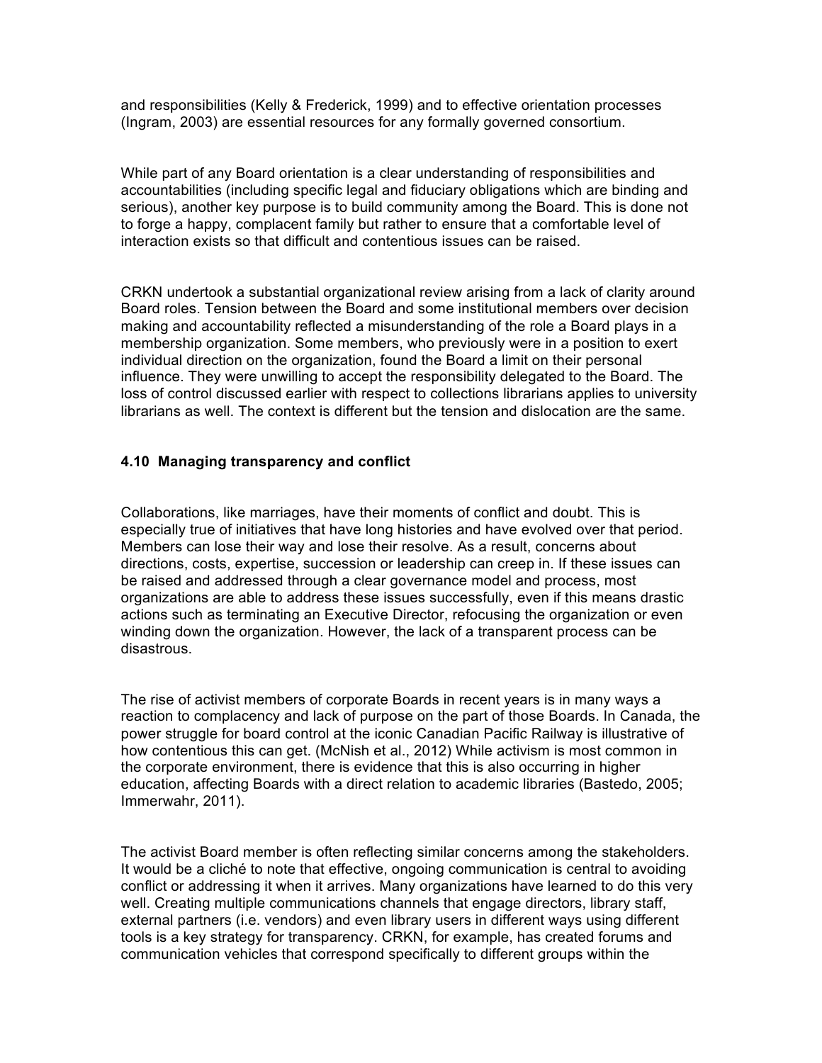and responsibilities (Kelly & Frederick, 1999) and to effective orientation processes (Ingram, 2003) are essential resources for any formally governed consortium.

While part of any Board orientation is a clear understanding of responsibilities and accountabilities (including specific legal and fiduciary obligations which are binding and serious), another key purpose is to build community among the Board. This is done not to forge a happy, complacent family but rather to ensure that a comfortable level of interaction exists so that difficult and contentious issues can be raised.

CRKN undertook a substantial organizational review arising from a lack of clarity around Board roles. Tension between the Board and some institutional members over decision making and accountability reflected a misunderstanding of the role a Board plays in a membership organization. Some members, who previously were in a position to exert individual direction on the organization, found the Board a limit on their personal influence. They were unwilling to accept the responsibility delegated to the Board. The loss of control discussed earlier with respect to collections librarians applies to university librarians as well. The context is different but the tension and dislocation are the same.

### 4.10 Managing transparency and conflict

Collaborations, like marriages, have their moments of conflict and doubt. This is especially true of initiatives that have long histories and have evolved over that period. Members can lose their way and lose their resolve. As a result, concerns about directions, costs, expertise, succession or leadership can creep in. If these issues can be raised and addressed through a clear governance model and process, most organizations are able to address these issues successfully, even if this means drastic actions such as terminating an Executive Director, refocusing the organization or even winding down the organization. However, the lack of a transparent process can be disastrous.

The rise of activist members of corporate Boards in recent years is in many ways a reaction to complacency and lack of purpose on the part of those Boards. In Canada, the power struggle for board control at the iconic Canadian Pacific Railway is illustrative of how contentious this can get. (McNish et al., 2012) While activism is most common in the corporate environment, there is evidence that this is also occurring in higher education, affecting Boards with a direct relation to academic libraries (Bastedo, 2005; Immerwahr, 2011).

The activist Board member is often reflecting similar concerns among the stakeholders. It would be a cliché to note that effective, ongoing communication is central to avoiding conflict or addressing it when it arrives. Many organizations have learned to do this very well. Creating multiple communications channels that engage directors, library staff, external partners (i.e. vendors) and even library users in different ways using different tools is a key strategy for transparency. CRKN, for example, has created forums and communication vehicles that correspond specifically to different groups within the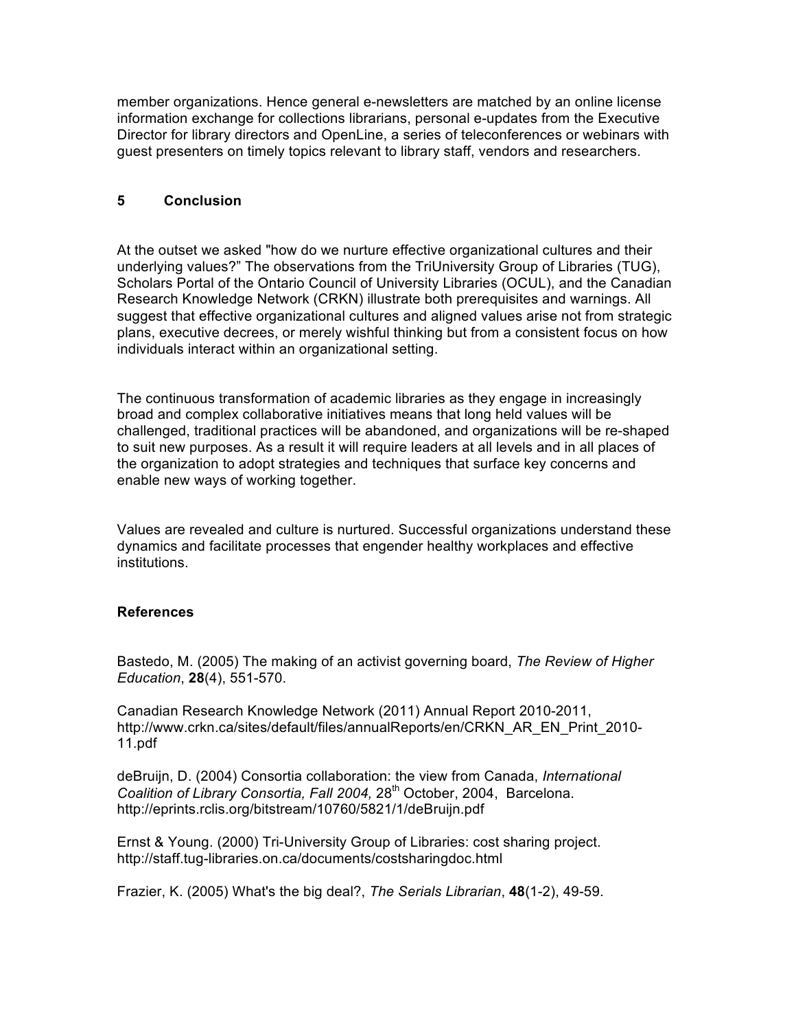member organizations. Hence general e-newsletters are matched by an online license information exchange for collections librarians, personal e-updates from the Executive Director for library directors and OpenLine, a series of teleconferences or webinars with guest presenters on timely topics relevant to library staff, vendors and researchers.

## 5 Conclusion

At the outset we asked "how do we nurture effective organizational cultures and their underlying values?" The observations from the TriUniversity Group of Libraries (TUG), Scholars Portal of the Ontario Council of University Libraries (OCUL), and the Canadian Research Knowledge Network (CRKN) illustrate both prerequisites and warnings. All suggest that effective organizational cultures and aligned values arise not from strategic plans, executive decrees, or merely wishful thinking but from a consistent focus on how individuals interact within an organizational setting.

The continuous transformation of academic libraries as they engage in increasingly broad and complex collaborative initiatives means that long held values will be challenged, traditional practices will be abandoned, and organizations will be re-shaped to suit new purposes. As a result it will require leaders at all levels and in all places of the organization to adopt strategies and techniques that surface key concerns and enable new ways of working together.

Values are revealed and culture is nurtured. Successful organizations understand these dynamics and facilitate processes that engender healthy workplaces and effective institutions.

## References

Bastedo, M. (2005) The making of an activist governing board, *The Review of Higher Education*, **28**(4), 551-570.

Canadian Research Knowledge Network (2011) Annual Report 2010-2011, http://www.crkn.ca/sites/default/files/annualReports/en/CRKN_AR_EN_Print_2010-11.pdf

deBruijn, D. (2004) Consortia collaboration: the view from Canada, *International Coalition of Library Consortia, Fall 2004,* 28th October, 2004, Barcelona. http://eprints.rclis.org/bitstream/10760/5821/1/deBruijn.pdf

Ernst & Young. (2000) Tri-University Group of Libraries: cost sharing project. http://staff.tug-libraries.on.ca/documents/costsharingdoc.html

Frazier, K. (2005) What's the big deal?, *The Serials Librarian*, **48**(1-2), 49-59.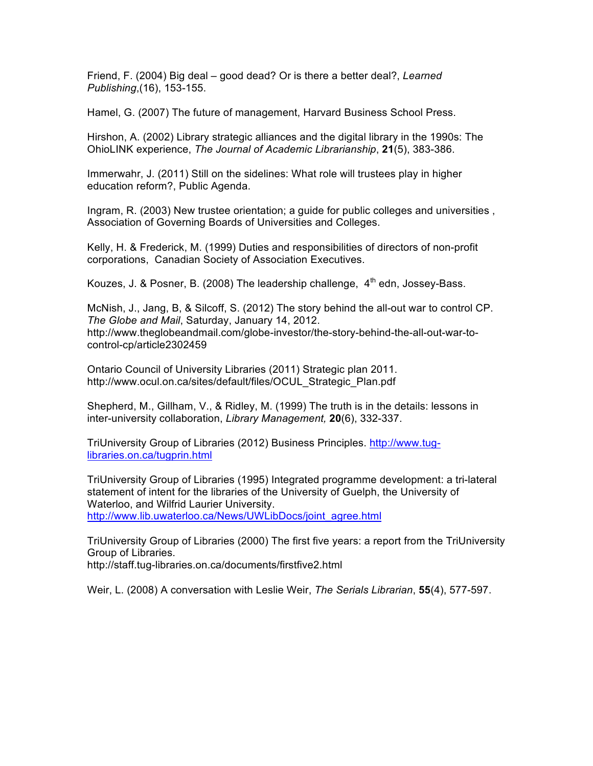Friend, F. (2004) Big deal – good dead? Or is there a better deal?, *Learned Publishing*,(16), 153-155.

Hamel, G. (2007) The future of management, Harvard Business School Press.

Hirshon, A. (2002) Library strategic alliances and the digital library in the 1990s: The OhioLINK experience, *The Journal of Academic Librarianship*, **21**(5), 383-386.

Immerwahr, J. (2011) Still on the sidelines: What role will trustees play in higher education reform?, Public Agenda.

Ingram, R. (2003) New trustee orientation; a guide for public colleges and universities , Association of Governing Boards of Universities and Colleges.

Kelly, H. & Frederick, M. (1999) Duties and responsibilities of directors of non-profit corporations, Canadian Society of Association Executives.

Kouzes, J. & Posner, B. (2008) The leadership challenge, 4th edn, Jossey-Bass.

McNish, J., Jang, B, & Silcoff, S. (2012) The story behind the all-out war to control CP. *The Globe and Mail*, Saturday, January 14, 2012. http://www.theglobeandmail.com/globe-investor/the-story-behind-the-all-out-war-to-control-cp/article2302459

Ontario Council of University Libraries (2011) Strategic plan 2011. http://www.ocul.on.ca/sites/default/files/OCUL_Strategic_Plan.pdf

Shepherd, M., Gillham, V., & Ridley, M. (1999) The truth is in the details: lessons in inter-university collaboration, *Library Management,* **20**(6), 332-337.

TriUniversity Group of Libraries (2012) Business Principles. http://www.tug-libraries.on.ca/tugprin.html

TriUniversity Group of Libraries (1995) Integrated programme development: a tri-lateral statement of intent for the libraries of the University of Guelph, the University of Waterloo, and Wilfrid Laurier University. http://www.lib.uwaterloo.ca/News/UWLibDocs/joint_agree.html

TriUniversity Group of Libraries (2000) The first five years: a report from the TriUniversity Group of Libraries. http://staff.tug-libraries.on.ca/documents/firstfive2.html

Weir, L. (2008) A conversation with Leslie Weir, *The Serials Librarian*, **55**(4), 577-597.